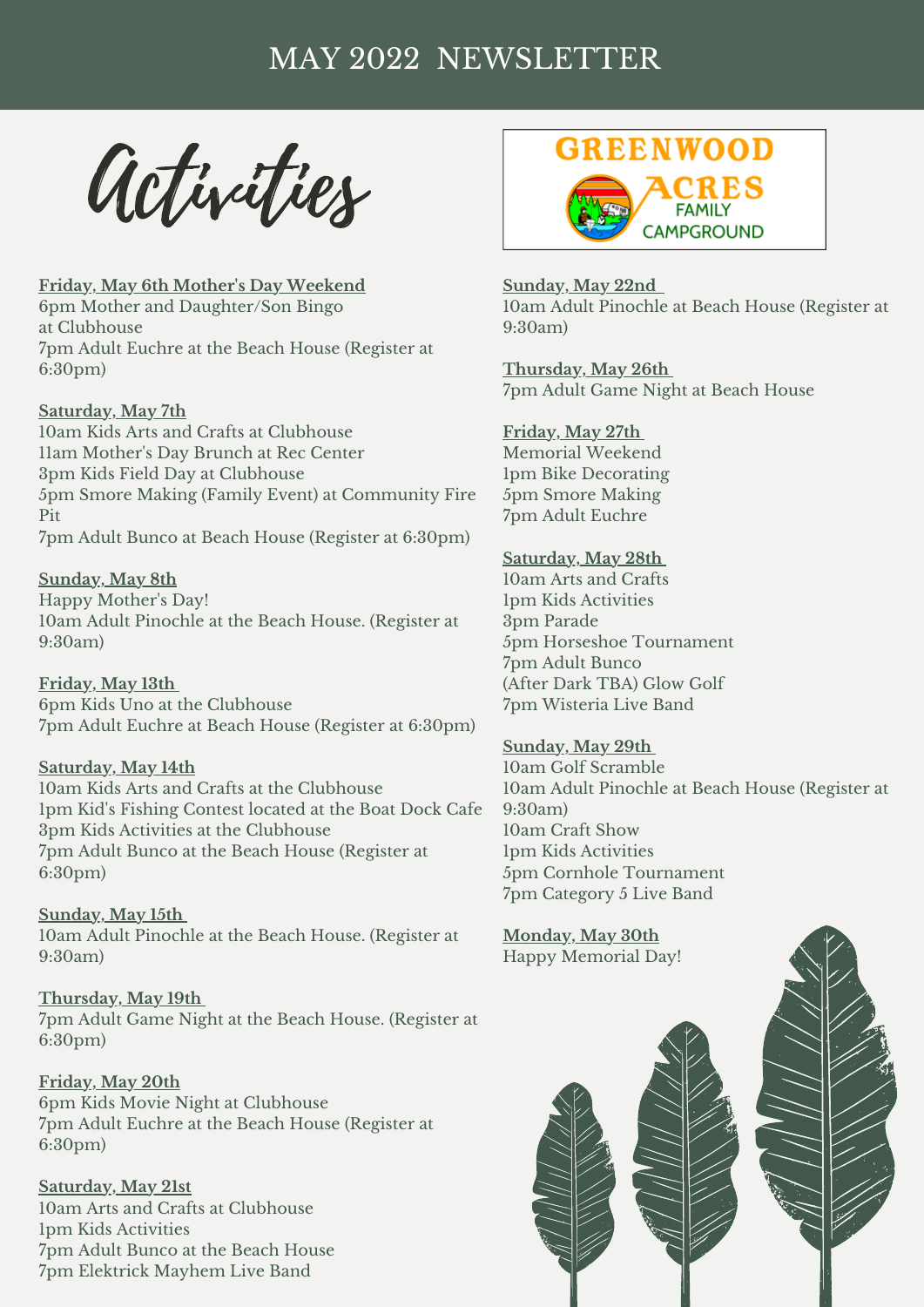# MAY 2022 NEWSLETTER

## Activities

GREENWOOD ACRES FAMILY CAMPGROUND

**Friday, May 6th Mother's Day Weekend**
6pm Mother and Daughter/Son Bingo at Clubhouse
7pm Adult Euchre at the Beach House (Register at 6:30pm)

**Saturday, May 7th**
10am Kids Arts and Crafts at Clubhouse
11am Mother's Day Brunch at Rec Center
3pm Kids Field Day at Clubhouse
5pm Smore Making (Family Event) at Community Fire Pit
7pm Adult Bunco at Beach House (Register at 6:30pm)

**Sunday, May 8th**
Happy Mother's Day!
10am Adult Pinochle at the Beach House. (Register at 9:30am)

**Friday, May 13th**
6pm Kids Uno at the Clubhouse
7pm Adult Euchre at Beach House (Register at 6:30pm)

**Saturday, May 14th**
10am Kids Arts and Crafts at the Clubhouse
1pm Kid's Fishing Contest located at the Boat Dock Cafe
3pm Kids Activities at the Clubhouse
7pm Adult Bunco at the Beach House (Register at 6:30pm)

**Sunday, May 15th**
10am Adult Pinochle at the Beach House. (Register at 9:30am)

**Thursday, May 19th**
7pm Adult Game Night at the Beach House. (Register at 6:30pm)

**Friday, May 20th**
6pm Kids Movie Night at Clubhouse
7pm Adult Euchre at the Beach House (Register at 6:30pm)

**Saturday, May 21st**
10am Arts and Crafts at Clubhouse
1pm Kids Activities
7pm Adult Bunco at the Beach House
7pm Elektrick Mayhem Live Band

**Sunday, May 22nd**
10am Adult Pinochle at Beach House (Register at 9:30am)

**Thursday, May 26th**
7pm Adult Game Night at Beach House

**Friday, May 27th**
Memorial Weekend
1pm Bike Decorating
5pm Smore Making
7pm Adult Euchre

**Saturday, May 28th**
10am Arts and Crafts
1pm Kids Activities
3pm Parade
5pm Horseshoe Tournament
7pm Adult Bunco
(After Dark TBA) Glow Golf
7pm Wisteria Live Band

**Sunday, May 29th**
10am Golf Scramble
10am Adult Pinochle at Beach House (Register at 9:30am)
10am Craft Show
1pm Kids Activities
5pm Cornhole Tournament
7pm Category 5 Live Band

**Monday, May 30th**
Happy Memorial Day!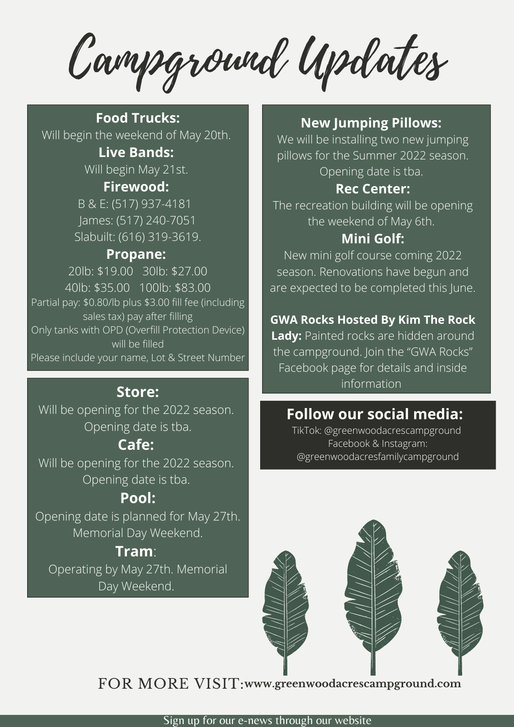# Campground Updates

### Food Trucks:

Will begin the weekend of May 20th.

### Live Bands:

Will begin May 21st.

### Firewood:

B & E: (517) 937-4181
James: (517) 240-7051
Slabuilt: (616) 319-3619.

### Propane:

20lb: $19.00   30lb: $27.00
40lb: $35.00   100lb: $83.00

Partial pay: $0.80/lb plus $3.00 fill fee (including sales tax) pay after filling

Only tanks with OPD (Overfill Protection Device) will be filled

Please include your name, Lot & Street Number

### Store:

Will be opening for the 2022 season. Opening date is tba.

### Cafe:

Will be opening for the 2022 season. Opening date is tba.

### Pool:

Opening date is planned for May 27th. Memorial Day Weekend.

### Tram:

Operating by May 27th. Memorial Day Weekend.

### New Jumping Pillows:

We will be installing two new jumping pillows for the Summer 2022 season. Opening date is tba.

### Rec Center:

The recreation building will be opening the weekend of May 6th.

### Mini Golf:

New mini golf course coming 2022 season. Renovations have begun and are expected to be completed this June.

**GWA Rocks Hosted By Kim The Rock Lady:** Painted rocks are hidden around the campground. Join the "GWA Rocks" Facebook page for details and inside information

### Follow our social media:

TikTok: @greenwoodacrescampground
Facebook & Instagram: @greenwoodacresfamilycampground

FOR MORE VISIT: **www.greenwoodacrescampground.com**

Sign up for our e-news through our website